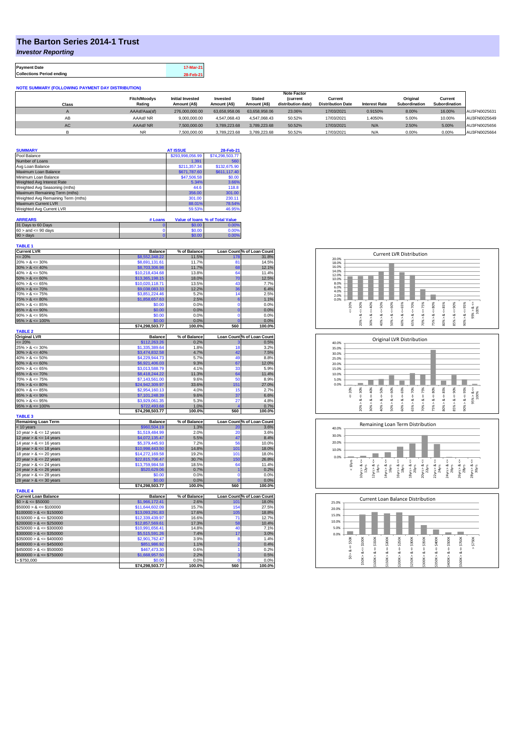# The Barton Series 2014-1 Trust

## *Investor Reporting*

| | |
|---|---|
| **Payment Date** | 17-Mar-21 |
| **Collections Period ending** | 28-Feb-21 |

**NOTE SUMMARY (FOLLOWING PAYMENT DAY DISTRIBUTION)**

| Class | Fitch/Moodys Rating | Initial Invested Amount (A$) | Invested Amount (A$) | Stated Amount (A$) | Note Factor (current distribution date) | Current Distribution Date | Interest Rate | Original Subordination | Current Subordination | |
|---|---|---|---|---|---|---|---|---|---|---|
| A | AAAsf/Aaa(sf) | 276,000,000.00 | 63,658,958.06 | 63,658,958.06 | 23.06% | 17/03/2021 | 0.9150% | 8.00% | 16.00% | AU3FN0025631 |
| AB | AAAsf/ NR | 9,000,000.00 | 4,547,068.43 | 4,547,068.43 | 50.52% | 17/03/2021 | 1.4050% | 5.00% | 10.00% | AU3FN0025649 |
| AC | AAAsf/ NR | 7,500,000.00 | 3,789,223.68 | 3,789,223.68 | 50.52% | 17/03/2021 | N/A | 2.50% | 5.00% | AU3FN0025656 |
| B | NR | 7,500,000.00 | 3,789,223.68 | 3,789,223.68 | 50.52% | 17/03/2021 | N/A | 0.00% | 0.00% | AU3FN0025664 |

| SUMMARY | AT ISSUE | 28-Feb-21 |
|---|---|---|
| Pool Balance | $293,998,056.99 | $74,298,503.77 |
| Number of Loans | 1,391 | 560 |
| Avg Loan Balance | $211,357.34 | $132,675.90 |
| Maximum Loan Balance | $671,787.60 | $611,117.40 |
| Minimum Loan Balance | $47,506.58 | $0.00 |
| Weighted Avg Interest Rate | 5.34% | 3.66% |
| Weighted Avg Seasoning (mths) | 44.6 | 118.8 |
| Maximum Remaining Term (mths) | 356.00 | 301.00 |
| Weighted Avg Remaining Term (mths) | 301.00 | 230.11 |
| Maximum Current LVR | 88.01% | 78.54% |
| Weighted Avg Current LVR | 59.53% | 46.95% |

| ARREARS | # Loans | Value of loans | % of Total Value |
|---|---|---|---|
| 31 Days to 60 Days | 0 | $0.00 | 0.00% |
| 60 > and <= 90 days | 0 | $0.00 | 0.00% |
| 90 > days | 0 | $0.00 | 0.00% |

**TABLE 1**

| Current LVR | Balance | % of Balance | Loan Count | % of Loan Count |
|---|---|---|---|---|
| <= 20% | $8,552,348.22 | 11.5% | 178 | 31.8% |
| 20% > & <= 30% | $8,691,131.61 | 11.7% | 81 | 14.5% |
| 30% > & <= 40% | $8,703,306.98 | 11.7% | 68 | 12.1% |
| 40% > & <= 50% | $10,218,434.68 | 13.8% | 64 | 11.4% |
| 50% > & <= 60% | $13,365,198.15 | 18.0% | 70 | 12.5% |
| 60% > & <= 65% | $10,020,118.71 | 13.5% | 43 | 7.7% |
| 65% > & <= 70% | $9,038,083.33 | 12.2% | 36 | 6.4% |
| 70% > & <= 75% | $3,851,224.46 | 5.2% | 14 | 2.5% |
| 75% > & <= 80% | $1,858,657.63 | 2.5% | 6 | 1.1% |
| 80% > & <= 85% | $0.00 | 0.0% | 0 | 0.0% |
| 85% > & <= 90% | $0.00 | 0.0% | 0 | 0.0% |
| 90% > & <= 95% | $0.00 | 0.0% | 0 | 0.0% |
| 95% > & <= 100% | $0.00 | 0.0% | 0 | 0.0% |
| | $74,298,503.77 | 100.0% | 560 | 100.0% |

**TABLE 2**

| Original LVR | Balance | % of Balance | Loan Count | % of Loan Count |
|---|---|---|---|---|
| <= 20% | $112,263.26 | 0.2% | 3 | 0.5% |
| 25% > & <= 30% | $1,335,389.64 | 1.8% | 18 | 3.2% |
| 30% > & <= 40% | $3,474,832.58 | 4.7% | 42 | 7.5% |
| 40% > & <= 50% | $4,229,944.73 | 5.7% | 49 | 8.8% |
| 50% > & <= 60% | $6,921,406.03 | 9.3% | 67 | 12.0% |
| 60% > & <= 65% | $3,013,588.79 | 4.1% | 33 | 5.9% |
| 65% > & <= 70% | $8,418,244.22 | 11.3% | 64 | 11.4% |
| 70% > & <= 75% | $7,143,561.00 | 9.6% | 50 | 8.9% |
| 75% > & <= 80% | $24,942,309.97 | 33.6% | 151 | 27.0% |
| 80% > & <= 85% | $2,954,160.13 | 4.0% | 15 | 2.7% |
| 85% > & <= 90% | $7,101,248.39 | 9.6% | 37 | 6.6% |
| 90% > & <= 95% | $3,929,061.35 | 5.3% | 27 | 4.8% |
| 95% > & <= 100% | $722,493.68 | 1.0% | 4 | 0.7% |
| | $74,298,503.77 | 100.0% | 560 | 100.0% |

**TABLE 3**

| Remaining Loan Term | Balance | % of Balance | Loan Count | % of Loan Count |
|---|---|---|---|---|
| < 10 years | $960,504.19 | 1.3% | 20 | 3.6% |
| 10 year > & <= 12 years | $1,519,484.99 | 2.0% | 20 | 3.6% |
| 12 year > & <= 14 years | $4,072,135.47 | 5.5% | 47 | 8.4% |
| 14 year > & <= 16 years | $5,379,445.93 | 7.2% | 56 | 10.0% |
| 16 year > & <= 18 years | $10,998,443.50 | 14.8% | 101 | 18.0% |
| 18 year > & <= 20 years | $14,272,169.58 | 19.2% | 101 | 18.0% |
| 20 year > & <= 22 years | $22,815,706.47 | 30.7% | 150 | 26.8% |
| 22 year > & <= 24 years | $13,759,984.58 | 18.5% | 64 | 11.4% |
| 24 year > & <= 26 years | $520,629.06 | 0.7% | 1 | 0.2% |
| 26 year > & <= 28 years | $0.00 | 0.0% | 0 | 0.0% |
| 28 year > & <= 30 years | $0.00 | 0.0% | 0 | 0.0% |
| | $74,298,503.77 | 100.0% | 560 | 100.0% |

**TABLE 4**

| Current Loan Balance | Balance | % of Balance | Loan Count | % of Loan Count |
|---|---|---|---|---|
| $0 > & <= $50000 | $1,966,172.41 | 2.6% | 101 | 18.0% |
| $50000 > & <= $100000 | $11,644,602.09 | 15.7% | 154 | 27.5% |
| $100000 > & <= $150000 | $13,093,291.83 | 17.6% | 105 | 18.8% |
| $150000 > & <= $200000 | $12,339,439.97 | 16.6% | 71 | 12.7% |
| $200000 > & <= $250000 | $12,857,569.61 | 17.3% | 58 | 10.4% |
| $250000 > & <= $300000 | $10,991,656.41 | 14.8% | 40 | 7.1% |
| $300000 > & <= $350000 | $5,515,591.26 | 7.4% | 17 | 3.0% |
| $350000 > & <= $400000 | $2,901,762.47 | 3.9% | 8 | 1.4% |
| $400000 > & <= $450000 | $851,986.92 | 1.1% | 2 | 0.4% |
| $450000 > & <= $500000 | $467,473.30 | 0.6% | 1 | 0.2% |
| $500000 > & <= $750000 | $1,668,957.50 | 2.2% | 3 | 0.5% |
| > $750,000 | $0.00 | 0.0% | 0 | 0.0% |
| | $74,298,503.77 | 100.0% | 560 | 100.0% |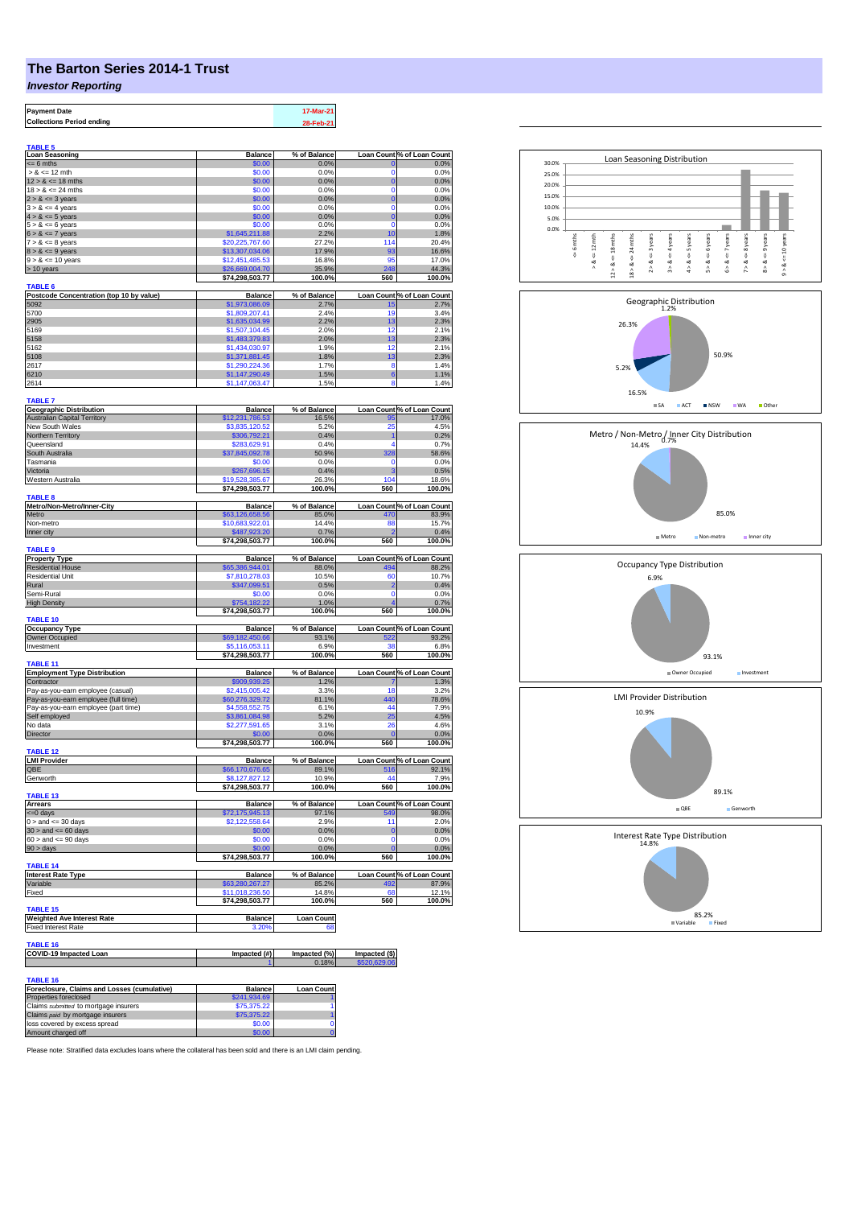# The Barton Series 2014-1 Trust

## *Investor Reporting*

| | |
|---|---|
| **Payment Date** | 17-Mar-21 |
| **Collections Period ending** | 28-Feb-21 |

**TABLE 5**

| Loan Seasoning | Balance | % of Balance | Loan Count | % of Loan Count |
|---|---|---|---|---|
| <= 6 mths | $0.00 | 0.0% | 0 | 0.0% |
| > & <= 12 mth | $0.00 | 0.0% | 0 | 0.0% |
| 12 > & <= 18 mths | $0.00 | 0.0% | 0 | 0.0% |
| 18 > & <= 24 mths | $0.00 | 0.0% | 0 | 0.0% |
| 2 > & <= 3 years | $0.00 | 0.0% | 0 | 0.0% |
| 3 > & <= 4 years | $0.00 | 0.0% | 0 | 0.0% |
| 4 > & <= 5 years | $0.00 | 0.0% | 0 | 0.0% |
| 5 > & <= 6 years | $0.00 | 0.0% | 0 | 0.0% |
| 6 > & <= 7 years | $1,645,211.88 | 2.2% | 10 | 1.8% |
| 7 > & <= 8 years | $20,225,767.60 | 27.2% | 114 | 20.4% |
| 8 > & <= 9 years | $13,307,034.06 | 17.9% | 93 | 16.6% |
| 9 > & <= 10 years | $12,451,485.53 | 16.8% | 95 | 17.0% |
| > 10 years | $26,669,004.70 | 35.9% | 248 | 44.3% |
| | $74,298,503.77 | 100.0% | 560 | 100.0% |

**TABLE 6**

| Postcode Concentration (top 10 by value) | Balance | % of Balance | Loan Count | % of Loan Count |
|---|---|---|---|---|
| 5092 | $1,973,086.09 | 2.7% | 15 | 2.7% |
| 5700 | $1,809,207.41 | 2.4% | 19 | 3.4% |
| 2905 | $1,635,034.99 | 2.2% | 13 | 2.3% |
| 5169 | $1,507,104.45 | 2.0% | 12 | 2.1% |
| 5158 | $1,483,379.83 | 2.0% | 13 | 2.3% |
| 5162 | $1,434,030.97 | 1.9% | 12 | 2.1% |
| 5108 | $1,371,881.45 | 1.8% | 13 | 2.3% |
| 2617 | $1,290,224.36 | 1.7% | 8 | 1.4% |
| 6210 | $1,147,290.49 | 1.5% | 6 | 1.1% |
| 2614 | $1,147,063.47 | 1.5% | 8 | 1.4% |

**TABLE 7**

| Geographic Distribution | Balance | % of Balance | Loan Count | % of Loan Count |
|---|---|---|---|---|
| Australian Capital Territory | $12,231,786.53 | 16.5% | 95 | 17.0% |
| New South Wales | $3,835,120.52 | 5.2% | 25 | 4.5% |
| Northern Territory | $306,792.21 | 0.4% | 1 | 0.2% |
| Queensland | $283,629.91 | 0.4% | 4 | 0.7% |
| South Australia | $37,845,092.78 | 50.9% | 328 | 58.6% |
| Tasmania | $0.00 | 0.0% | 0 | 0.0% |
| Victoria | $267,696.15 | 0.4% | 3 | 0.5% |
| Western Australia | $19,528,385.67 | 26.3% | 104 | 18.6% |
| | $74,298,503.77 | 100.0% | 560 | 100.0% |

**TABLE 8**

| Metro/Non-Metro/Inner-City | Balance | % of Balance | Loan Count | % of Loan Count |
|---|---|---|---|---|
| Metro | $63,126,658.56 | 85.0% | 470 | 83.9% |
| Non-metro | $10,683,922.01 | 14.4% | 88 | 15.7% |
| Inner city | $487,923.20 | 0.7% | 2 | 0.4% |
| | $74,298,503.77 | 100.0% | 560 | 100.0% |

**TABLE 9**

| Property Type | Balance | % of Balance | Loan Count | % of Loan Count |
|---|---|---|---|---|
| Residential House | $65,386,944.01 | 88.0% | 494 | 88.2% |
| Residential Unit | $7,810,278.03 | 10.5% | 60 | 10.7% |
| Rural | $347,099.51 | 0.5% | 2 | 0.4% |
| Semi-Rural | $0.00 | 0.0% | 0 | 0.0% |
| High Density | $754,182.22 | 1.0% | 4 | 0.7% |
| | $74,298,503.77 | 100.0% | 560 | 100.0% |

**TABLE 10**

| Occupancy Type | Balance | % of Balance | Loan Count | % of Loan Count |
|---|---|---|---|---|
| Owner Occupied | $69,182,450.66 | 93.1% | 522 | 93.2% |
| Investment | $5,116,053.11 | 6.9% | 38 | 6.8% |
| | $74,298,503.77 | 100.0% | 560 | 100.0% |

**TABLE 11**

| Employment Type Distribution | Balance | % of Balance | Loan Count | % of Loan Count |
|---|---|---|---|---|
| Contractor | $909,939.25 | 1.2% | 7 | 1.3% |
| Pay-as-you-earn employee (casual) | $2,415,005.42 | 3.3% | 18 | 3.2% |
| Pay-as-you-earn employee (full time) | $60,276,329.72 | 81.1% | 440 | 78.6% |
| Pay-as-you-earn employee (part time) | $4,558,552.75 | 6.1% | 44 | 7.9% |
| Self employed | $3,861,084.98 | 5.2% | 25 | 4.5% |
| No data | $2,277,591.65 | 3.1% | 26 | 4.6% |
| Director | $0.00 | 0.0% | 0 | 0.0% |
| | $74,298,503.77 | 100.0% | 560 | 100.0% |

**TABLE 12**

| LMI Provider | Balance | % of Balance | Loan Count | % of Loan Count |
|---|---|---|---|---|
| QBE | $66,170,676.65 | 89.1% | 516 | 92.1% |
| Genworth | $8,127,827.12 | 10.9% | 44 | 7.9% |
| | $74,298,503.77 | 100.0% | 560 | 100.0% |

**TABLE 13**

| Arrears | Balance | % of Balance | Loan Count | % of Loan Count |
|---|---|---|---|---|
| <=0 days | $72,175,945.13 | 97.1% | 549 | 98.0% |
| 0 > and <= 30 days | $2,122,558.64 | 2.9% | 11 | 2.0% |
| 30 > and <= 60 days | $0.00 | 0.0% | 0 | 0.0% |
| 60 > and <= 90 days | $0.00 | 0.0% | 0 | 0.0% |
| 90 > days | $0.00 | 0.0% | 0 | 0.0% |
| | $74,298,503.77 | 100.0% | 560 | 100.0% |

**TABLE 14**

| Interest Rate Type | Balance | % of Balance | Loan Count | % of Loan Count |
|---|---|---|---|---|
| Variable | $63,280,267.27 | 85.2% | 492 | 87.9% |
| Fixed | $11,018,236.50 | 14.8% | 68 | 12.1% |
| | $74,298,503.77 | 100.0% | 560 | 100.0% |

**TABLE 15**

| Weighted Ave Interest Rate | Balance | Loan Count |
|---|---|---|
| Fixed Interest Rate | 3.20% | 68 |

**TABLE 16**

| COVID-19 Impacted Loan | Impacted (#) | Impacted (%) | Impacted ($) |
|---|---|---|---|
| | 1 | 0.18% | $520,629.06 |

**TABLE 16**

| Foreclosure, Claims and Losses (cumulative) | Balance | Loan Count |
|---|---|---|
| Properties foreclosed | $241,934.69 | 1 |
| Claims *submitted* to mortgage insurers | $75,375.22 | 1 |
| Claims *paid* by mortgage insurers | $75,375.22 | 1 |
| loss covered by excess spread | $0.00 | 0 |
| Amount charged off | $0.00 | 0 |

Please note: Stratified data excludes loans where the collateral has been sold and there is an LMI claim pending.

Loan Seasoning Distribution
30.0%
25.0%
20.0%
15.0%
10.0%
5.0%
0.0%
<= 6 mths
> & <= 12 mth
12 > & <= 18 mths
18 > & <= 24 mths
2 > & <= 3 years
3 > & <= 4 years
4 > & <= 5 years
5 > & <= 6 years
6 > & <= 7 years
7 > & <= 8 years
8 > & <= 9 years
9 > & <= 10 years

Geographic Distribution
1.2%
26.3%
50.9%
5.2%
16.5%
SA ACT NSW WA Other

Metro / Non-Metro / Inner City Distribution
0.7%
14.4%
85.0%
Metro Non-metro Inner city

Occupancy Type Distribution
6.9%
93.1%
Owner Occupied Investment

LMI Provider Distribution
10.9%
89.1%
QBE Genworth

Interest Rate Type Distribution
14.8%
85.2%
Variable Fixed